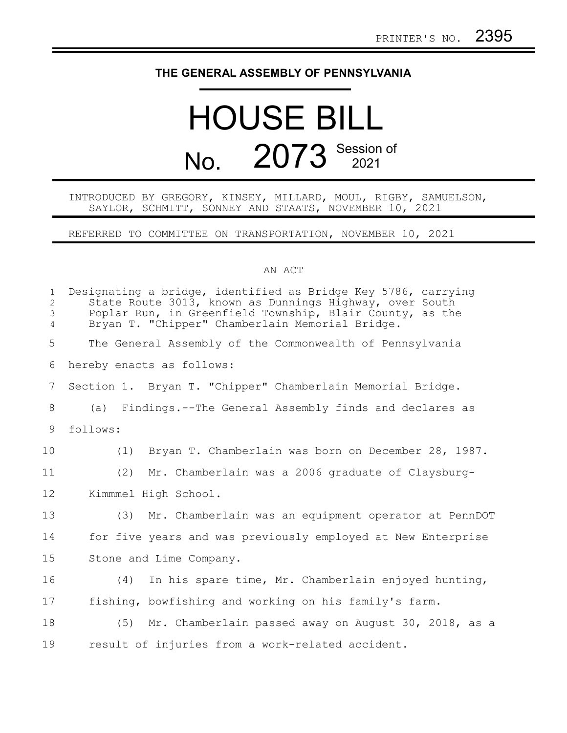PRINTER'S NO. 2395

# THE GENERAL ASSEMBLY OF PENNSYLVANIA

# HOUSE BILL

## No. 2073 Session of 2021

INTRODUCED BY GREGORY, KINSEY, MILLARD, MOUL, RIGBY, SAMUELSON, SAYLOR, SCHMITT, SONNEY AND STAATS, NOVEMBER 10, 2021

REFERRED TO COMMITTEE ON TRANSPORTATION, NOVEMBER 10, 2021

AN ACT

Designating a bridge, identified as Bridge Key 5786, carrying State Route 3013, known as Dunnings Highway, over South Poplar Run, in Greenfield Township, Blair County, as the Bryan T. "Chipper" Chamberlain Memorial Bridge.

The General Assembly of the Commonwealth of Pennsylvania hereby enacts as follows:

Section 1. Bryan T. "Chipper" Chamberlain Memorial Bridge.

(a) Findings.--The General Assembly finds and declares as follows:

(1) Bryan T. Chamberlain was born on December 28, 1987.

(2) Mr. Chamberlain was a 2006 graduate of Claysburg-Kimmmel High School.

(3) Mr. Chamberlain was an equipment operator at PennDOT for five years and was previously employed at New Enterprise Stone and Lime Company.

(4) In his spare time, Mr. Chamberlain enjoyed hunting, fishing, bowfishing and working on his family's farm.

(5) Mr. Chamberlain passed away on August 30, 2018, as a result of injuries from a work-related accident.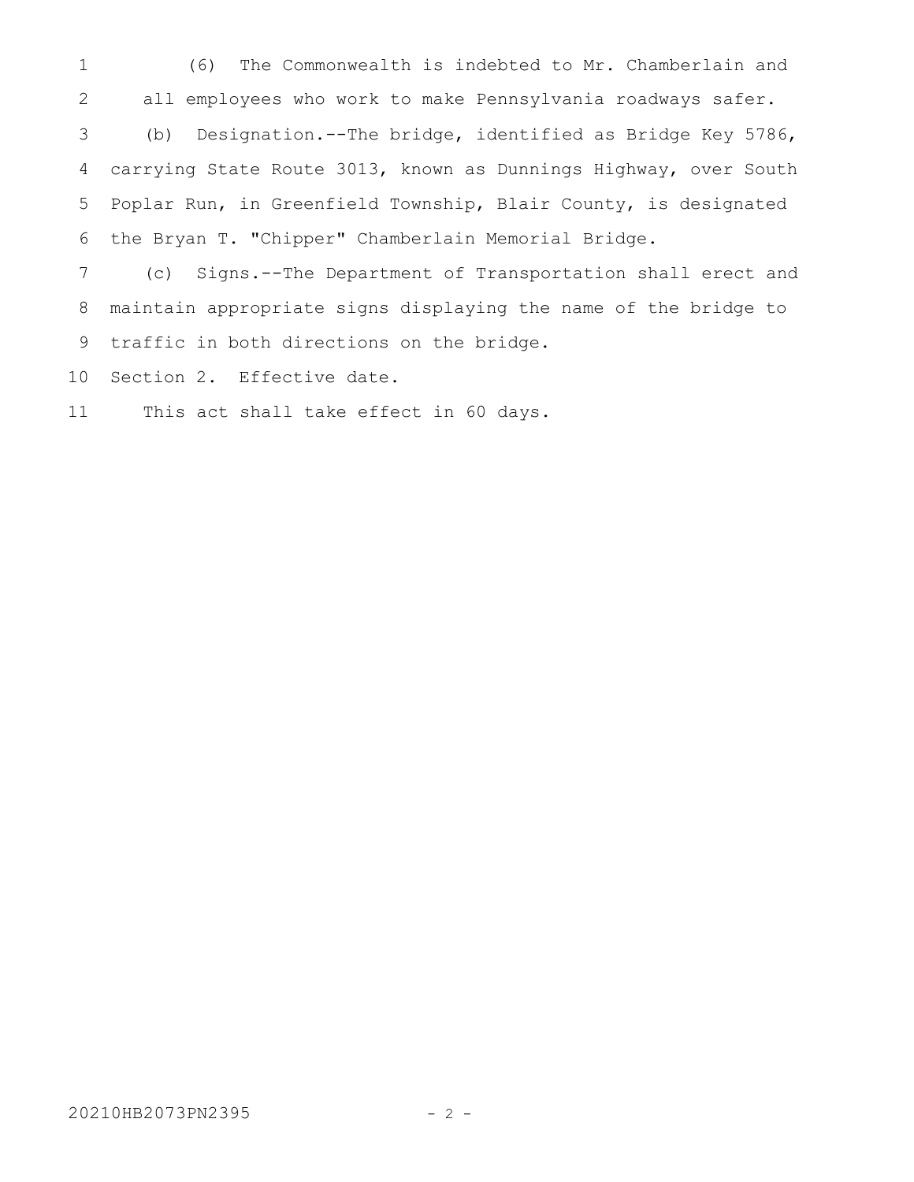(6) The Commonwealth is indebted to Mr. Chamberlain and all employees who work to make Pennsylvania roadways safer.

(b) Designation.--The bridge, identified as Bridge Key 5786, carrying State Route 3013, known as Dunnings Highway, over South Poplar Run, in Greenfield Township, Blair County, is designated the Bryan T. "Chipper" Chamberlain Memorial Bridge.

(c) Signs.--The Department of Transportation shall erect and maintain appropriate signs displaying the name of the bridge to traffic in both directions on the bridge.

Section 2. Effective date.

This act shall take effect in 60 days.